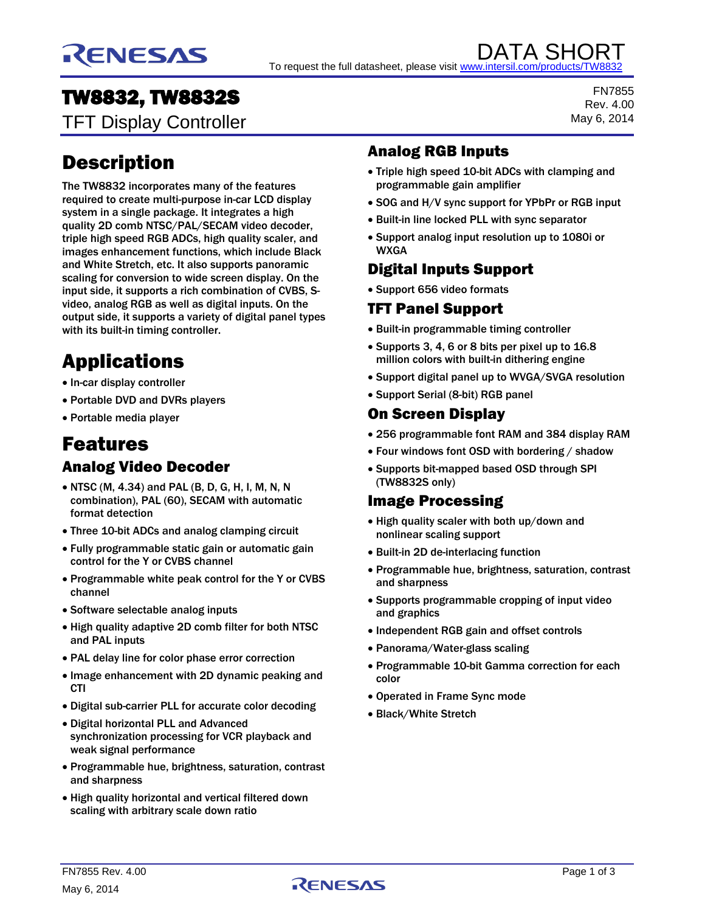DATA SHORT

To request the full datasheet, please visit www.intersil.com/products/TW8832

# TW8832, TW8832S

TFT Display Controller

FN7855
Rev. 4.00
May 6, 2014

## Description

The TW8832 incorporates many of the features required to create multi-purpose in-car LCD display system in a single package. It integrates a high quality 2D comb NTSC/PAL/SECAM video decoder, triple high speed RGB ADCs, high quality scaler, and images enhancement functions, which include Black and White Stretch, etc. It also supports panoramic scaling for conversion to wide screen display. On the input side, it supports a rich combination of CVBS, S-video, analog RGB as well as digital inputs. On the output side, it supports a variety of digital panel types with its built-in timing controller.

## Applications

- In-car display controller
- Portable DVD and DVRs players
- Portable media player

## Features

### Analog Video Decoder

- NTSC (M, 4.34) and PAL (B, D, G, H, I, M, N, N combination), PAL (60), SECAM with automatic format detection
- Three 10-bit ADCs and analog clamping circuit
- Fully programmable static gain or automatic gain control for the Y or CVBS channel
- Programmable white peak control for the Y or CVBS channel
- Software selectable analog inputs
- High quality adaptive 2D comb filter for both NTSC and PAL inputs
- PAL delay line for color phase error correction
- Image enhancement with 2D dynamic peaking and CTI
- Digital sub-carrier PLL for accurate color decoding
- Digital horizontal PLL and Advanced synchronization processing for VCR playback and weak signal performance
- Programmable hue, brightness, saturation, contrast and sharpness
- High quality horizontal and vertical filtered down scaling with arbitrary scale down ratio

### Analog RGB Inputs

- Triple high speed 10-bit ADCs with clamping and programmable gain amplifier
- SOG and H/V sync support for YPbPr or RGB input
- Built-in line locked PLL with sync separator
- Support analog input resolution up to 1080i or WXGA

### Digital Inputs Support

- Support 656 video formats

### TFT Panel Support

- Built-in programmable timing controller
- Supports 3, 4, 6 or 8 bits per pixel up to 16.8 million colors with built-in dithering engine
- Support digital panel up to WVGA/SVGA resolution
- Support Serial (8-bit) RGB panel

### On Screen Display

- 256 programmable font RAM and 384 display RAM
- Four windows font OSD with bordering / shadow
- Supports bit-mapped based OSD through SPI (TW8832S only)

### Image Processing

- High quality scaler with both up/down and nonlinear scaling support
- Built-in 2D de-interlacing function
- Programmable hue, brightness, saturation, contrast and sharpness
- Supports programmable cropping of input video and graphics
- Independent RGB gain and offset controls
- Panorama/Water-glass scaling
- Programmable 10-bit Gamma correction for each color
- Operated in Frame Sync mode
- Black/White Stretch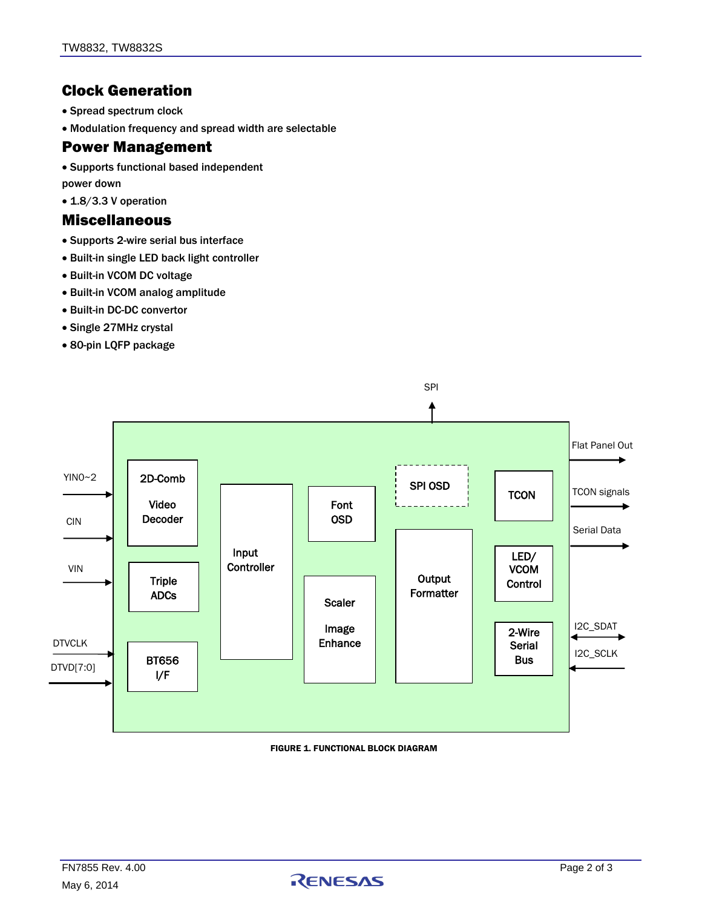## Clock Generation

- Spread spectrum clock
- Modulation frequency and spread width are selectable

## Power Management

- Supports functional based independent power down
- 1.8/3.3 V operation

## Miscellaneous

- Supports 2-wire serial bus interface
- Built-in single LED back light controller
- Built-in VCOM DC voltage
- Built-in VCOM analog amplitude
- Built-in DC-DC convertor
- Single 27MHz crystal
- 80-pin LQFP package

**FIGURE 1. FUNCTIONAL BLOCK DIAGRAM**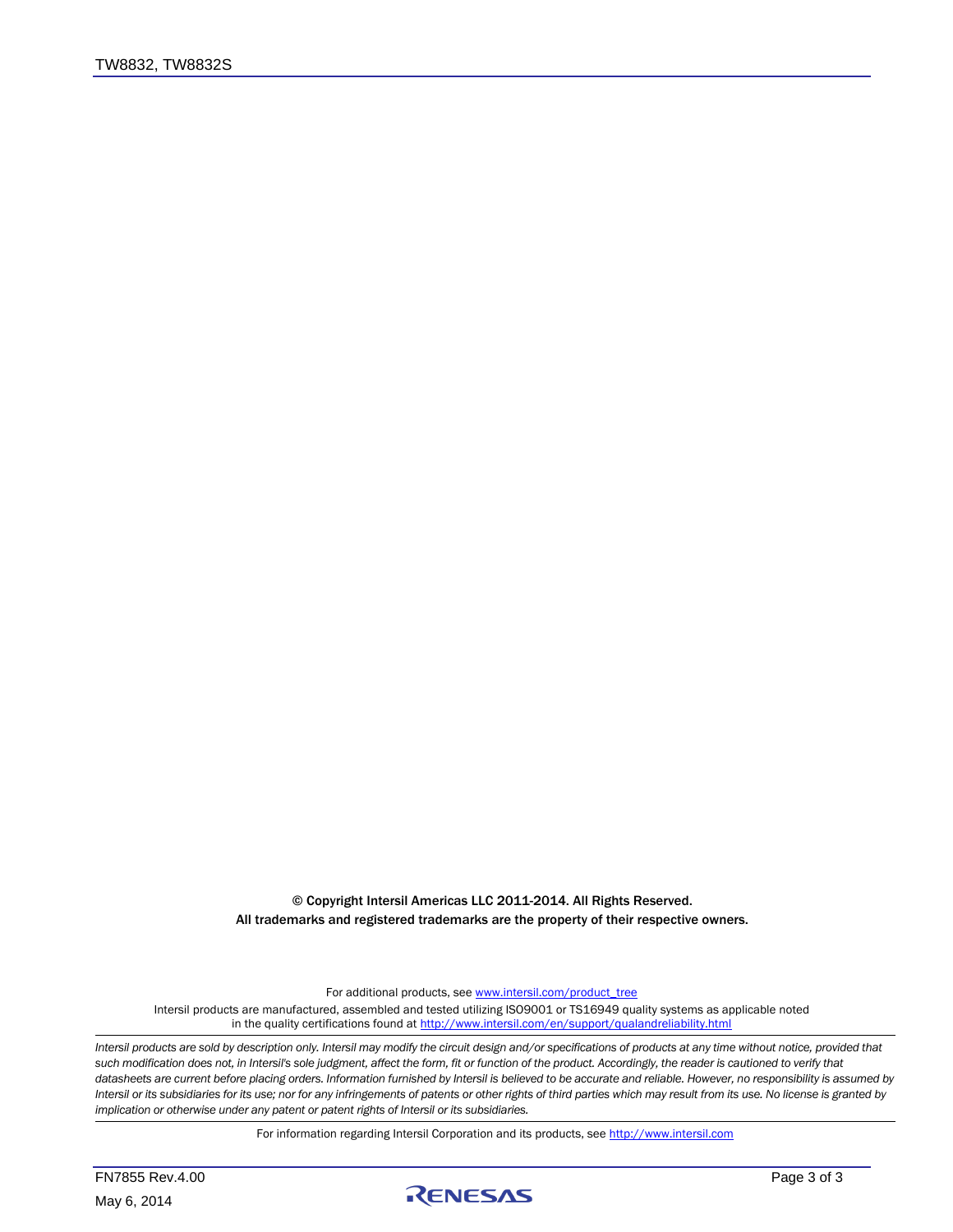**© Copyright Intersil Americas LLC 2011-2014. All Rights Reserved.**
**All trademarks and registered trademarks are the property of their respective owners.**

For additional products, see www.intersil.com/product_tree

Intersil products are manufactured, assembled and tested utilizing ISO9001 or TS16949 quality systems as applicable noted in the quality certifications found at http://www.intersil.com/en/support/qualandreliability.html

---

*Intersil products are sold by description only. Intersil may modify the circuit design and/or specifications of products at any time without notice, provided that such modification does not, in Intersil's sole judgment, affect the form, fit or function of the product. Accordingly, the reader is cautioned to verify that datasheets are current before placing orders. Information furnished by Intersil is believed to be accurate and reliable. However, no responsibility is assumed by Intersil or its subsidiaries for its use; nor for any infringements of patents or other rights of third parties which may result from its use. No license is granted by implication or otherwise under any patent or patent rights of Intersil or its subsidiaries.*

---

For information regarding Intersil Corporation and its products, see http://www.intersil.com